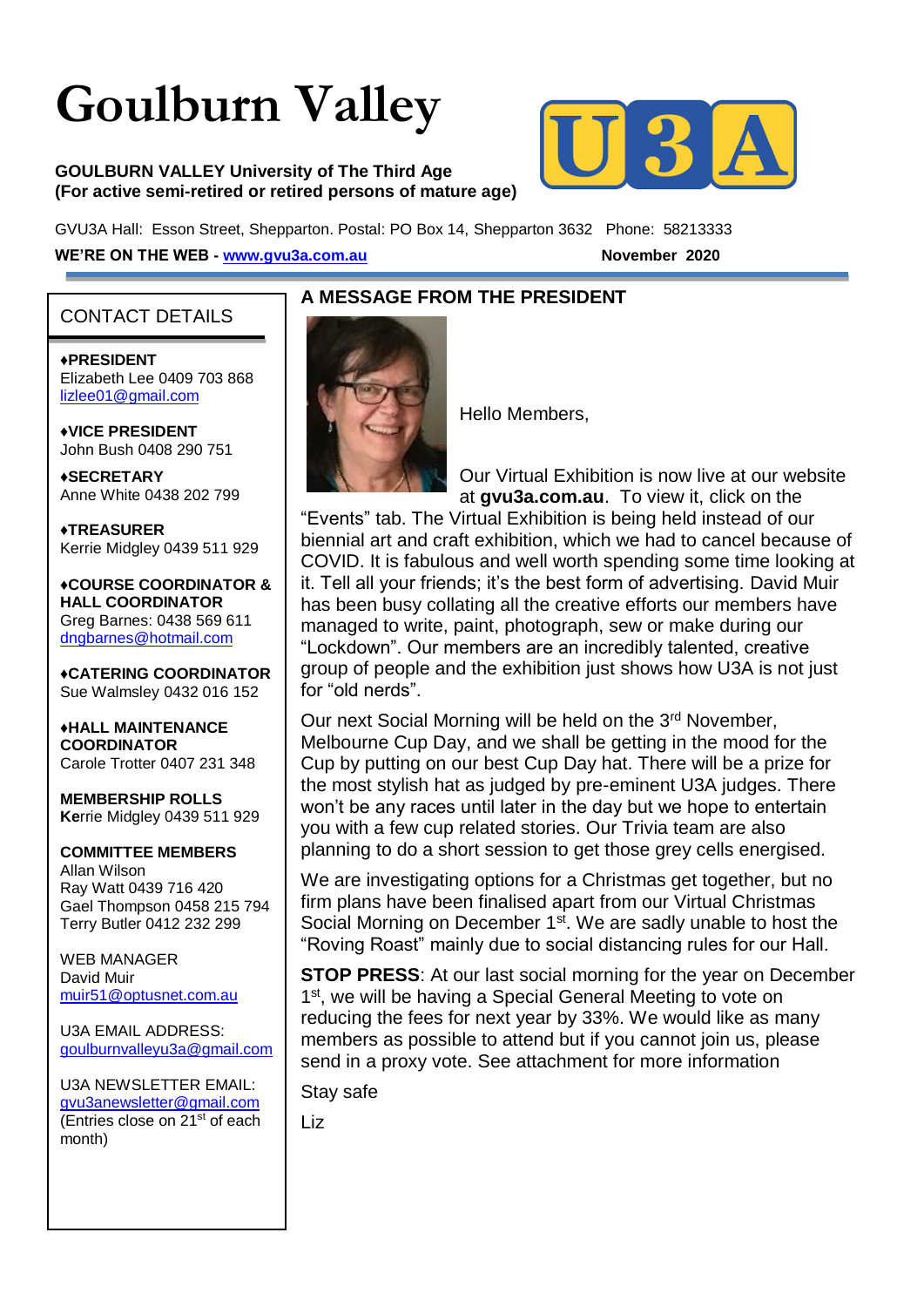# Goulburn Valley

**GOULBURN VALLEY University of The Third Age**
**(For active semi-retired or retired persons of mature age)**

GVU3A Hall: Esson Street, Shepparton. Postal: PO Box 14, Shepparton 3632 Phone: 58213333

**WE'RE ON THE WEB - www.gvu3a.com.au** **November 2020**

## CONTACT DETAILS

**♦PRESIDENT**
Elizabeth Lee 0409 703 868
lizlee01@gmail.com

**♦VICE PRESIDENT**
John Bush 0408 290 751

**♦SECRETARY**
Anne White 0438 202 799

**♦TREASURER**
Kerrie Midgley 0439 511 929

**♦COURSE COORDINATOR & HALL COORDINATOR**
Greg Barnes: 0438 569 611
dngbarnes@hotmail.com

**♦CATERING COORDINATOR**
Sue Walmsley 0432 016 152

**♦HALL MAINTENANCE COORDINATOR**
Carole Trotter 0407 231 348

**MEMBERSHIP ROLLS**
Kerrie Midgley 0439 511 929

**COMMITTEE MEMBERS**
Allan Wilson
Ray Watt 0439 716 420
Gael Thompson 0458 215 794
Terry Butler 0412 232 299

WEB MANAGER
David Muir
muir51@optusnet.com.au

U3A EMAIL ADDRESS:
goulburnvalleyu3a@gmail.com

U3A NEWSLETTER EMAIL:
gvu3anewsletter@gmail.com
(Entries close on 21st of each month)

## A MESSAGE FROM THE PRESIDENT

Hello Members,

Our Virtual Exhibition is now live at our website at **gvu3a.com.au**. To view it, click on the "Events" tab. The Virtual Exhibition is being held instead of our biennial art and craft exhibition, which we had to cancel because of COVID. It is fabulous and well worth spending some time looking at it. Tell all your friends; it's the best form of advertising. David Muir has been busy collating all the creative efforts our members have managed to write, paint, photograph, sew or make during our "Lockdown". Our members are an incredibly talented, creative group of people and the exhibition just shows how U3A is not just for "old nerds".

Our next Social Morning will be held on the 3rd November, Melbourne Cup Day, and we shall be getting in the mood for the Cup by putting on our best Cup Day hat. There will be a prize for the most stylish hat as judged by pre-eminent U3A judges. There won't be any races until later in the day but we hope to entertain you with a few cup related stories. Our Trivia team are also planning to do a short session to get those grey cells energised.

We are investigating options for a Christmas get together, but no firm plans have been finalised apart from our Virtual Christmas Social Morning on December 1st. We are sadly unable to host the "Roving Roast" mainly due to social distancing rules for our Hall.

**STOP PRESS**: At our last social morning for the year on December 1st, we will be having a Special General Meeting to vote on reducing the fees for next year by 33%. We would like as many members as possible to attend but if you cannot join us, please send in a proxy vote. See attachment for more information

Stay safe

Liz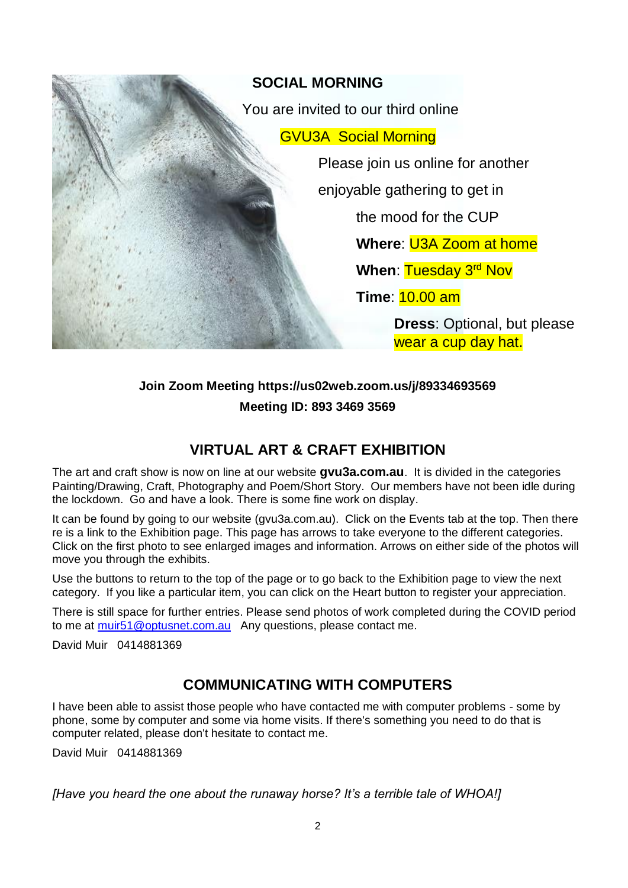## SOCIAL MORNING

You are invited to our third online

GVU3A Social Morning

Please join us online for another enjoyable gathering to get in the mood for the CUP

**Where**: U3A Zoom at home

**When**: Tuesday 3rd Nov

**Time**: 10.00 am

**Dress**: Optional, but please wear a cup day hat.

**Join Zoom Meeting https://us02web.zoom.us/j/89334693569**

**Meeting ID: 893 3469 3569**

## VIRTUAL ART & CRAFT EXHIBITION

The art and craft show is now on line at our website **gvu3a.com.au**. It is divided in the categories Painting/Drawing, Craft, Photography and Poem/Short Story. Our members have not been idle during the lockdown. Go and have a look. There is some fine work on display.

It can be found by going to our website (gvu3a.com.au). Click on the Events tab at the top. Then there re is a link to the Exhibition page. This page has arrows to take everyone to the different categories. Click on the first photo to see enlarged images and information. Arrows on either side of the photos will move you through the exhibits.

Use the buttons to return to the top of the page or to go back to the Exhibition page to view the next category. If you like a particular item, you can click on the Heart button to register your appreciation.

There is still space for further entries. Please send photos of work completed during the COVID period to me at muir51@optusnet.com.au Any questions, please contact me.

David Muir 0414881369

## COMMUNICATING WITH COMPUTERS

I have been able to assist those people who have contacted me with computer problems - some by phone, some by computer and some via home visits. If there's something you need to do that is computer related, please don't hesitate to contact me.

David Muir 0414881369

*[Have you heard the one about the runaway horse? It's a terrible tale of WHOA!]*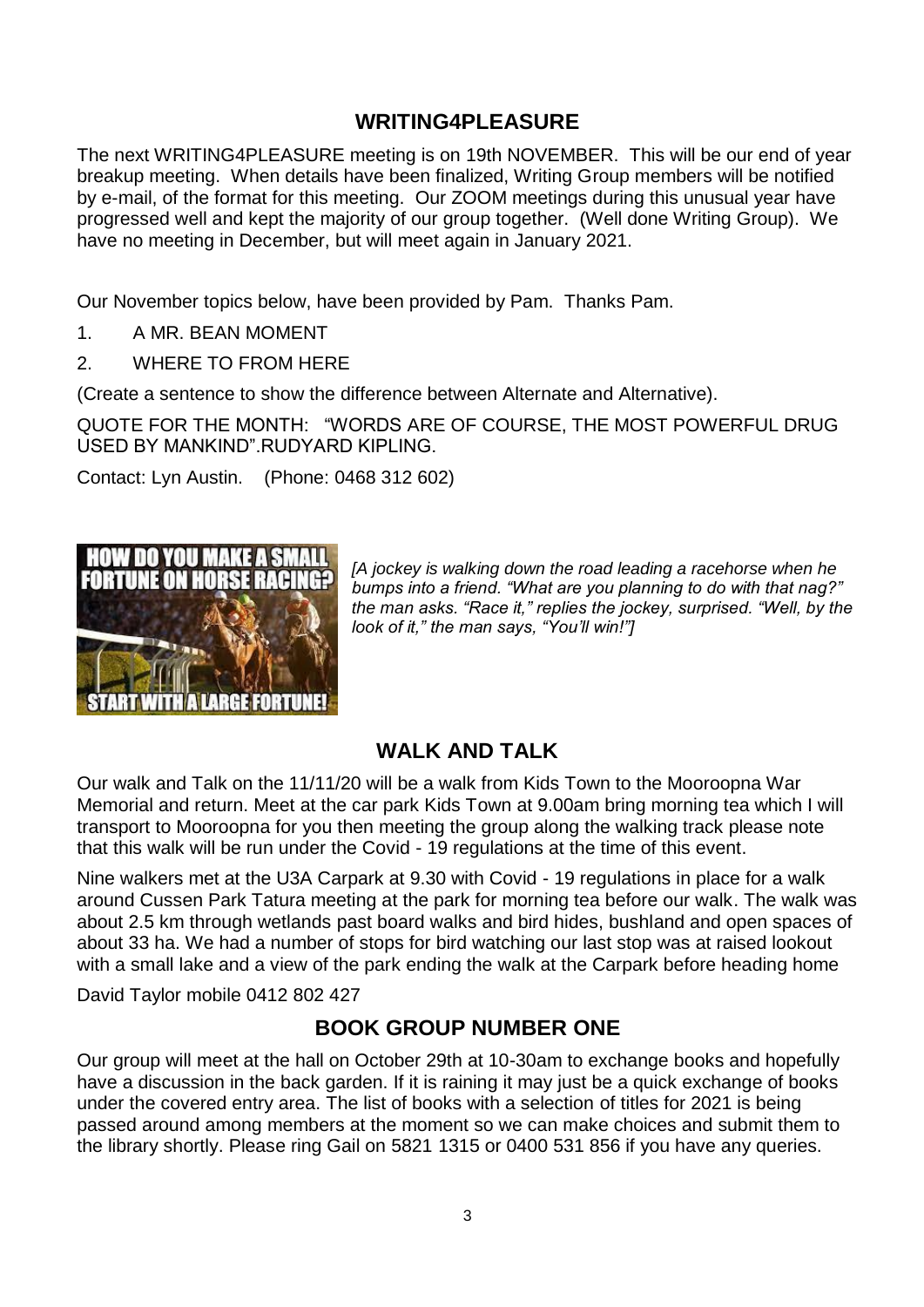## WRITING4PLEASURE

The next WRITING4PLEASURE meeting is on 19th NOVEMBER. This will be our end of year breakup meeting. When details have been finalized, Writing Group members will be notified by e-mail, of the format for this meeting. Our ZOOM meetings during this unusual year have progressed well and kept the majority of our group together. (Well done Writing Group). We have no meeting in December, but will meet again in January 2021.

Our November topics below, have been provided by Pam. Thanks Pam.

1. A MR. BEAN MOMENT
2. WHERE TO FROM HERE

(Create a sentence to show the difference between Alternate and Alternative).

QUOTE FOR THE MONTH: "WORDS ARE OF COURSE, THE MOST POWERFUL DRUG USED BY MANKIND".RUDYARD KIPLING.

Contact: Lyn Austin. (Phone: 0468 312 602)

HOW DO YOU MAKE A SMALL FORTUNE ON HORSE RACING? START WITH A LARGE FORTUNE!

*[A jockey is walking down the road leading a racehorse when he bumps into a friend. "What are you planning to do with that nag?" the man asks. "Race it," replies the jockey, surprised. "Well, by the look of it," the man says, "You'll win!"]*

## WALK AND TALK

Our walk and Talk on the 11/11/20 will be a walk from Kids Town to the Mooroopna War Memorial and return. Meet at the car park Kids Town at 9.00am bring morning tea which I will transport to Mooroopna for you then meeting the group along the walking track please note that this walk will be run under the Covid - 19 regulations at the time of this event.

Nine walkers met at the U3A Carpark at 9.30 with Covid - 19 regulations in place for a walk around Cussen Park Tatura meeting at the park for morning tea before our walk. The walk was about 2.5 km through wetlands past board walks and bird hides, bushland and open spaces of about 33 ha. We had a number of stops for bird watching our last stop was at raised lookout with a small lake and a view of the park ending the walk at the Carpark before heading home

David Taylor mobile 0412 802 427

## BOOK GROUP NUMBER ONE

Our group will meet at the hall on October 29th at 10-30am to exchange books and hopefully have a discussion in the back garden. If it is raining it may just be a quick exchange of books under the covered entry area. The list of books with a selection of titles for 2021 is being passed around among members at the moment so we can make choices and submit them to the library shortly. Please ring Gail on 5821 1315 or 0400 531 856 if you have any queries.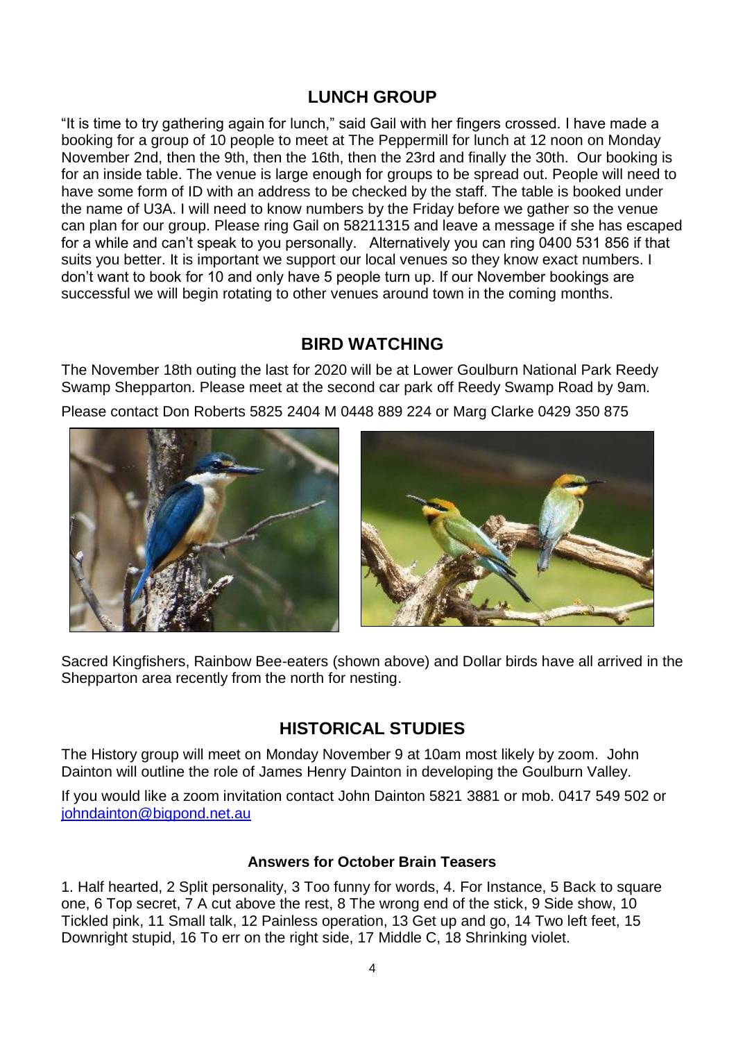## LUNCH GROUP

"It is time to try gathering again for lunch," said Gail with her fingers crossed. I have made a booking for a group of 10 people to meet at The Peppermill for lunch at 12 noon on Monday November 2nd, then the 9th, then the 16th, then the 23rd and finally the 30th. Our booking is for an inside table. The venue is large enough for groups to be spread out. People will need to have some form of ID with an address to be checked by the staff. The table is booked under the name of U3A. I will need to know numbers by the Friday before we gather so the venue can plan for our group. Please ring Gail on 58211315 and leave a message if she has escaped for a while and can't speak to you personally. Alternatively you can ring 0400 531 856 if that suits you better. It is important we support our local venues so they know exact numbers. I don't want to book for 10 and only have 5 people turn up. If our November bookings are successful we will begin rotating to other venues around town in the coming months.

## BIRD WATCHING

The November 18th outing the last for 2020 will be at Lower Goulburn National Park Reedy Swamp Shepparton. Please meet at the second car park off Reedy Swamp Road by 9am.

Please contact Don Roberts 5825 2404 M 0448 889 224 or Marg Clarke 0429 350 875

Sacred Kingfishers, Rainbow Bee-eaters (shown above) and Dollar birds have all arrived in the Shepparton area recently from the north for nesting.

## HISTORICAL STUDIES

The History group will meet on Monday November 9 at 10am most likely by zoom. John Dainton will outline the role of James Henry Dainton in developing the Goulburn Valley.

If you would like a zoom invitation contact John Dainton 5821 3881 or mob. 0417 549 502 or johndainton@bigpond.net.au

### Answers for October Brain Teasers

1. Half hearted, 2 Split personality, 3 Too funny for words, 4. For Instance, 5 Back to square one, 6 Top secret, 7 A cut above the rest, 8 The wrong end of the stick, 9 Side show, 10 Tickled pink, 11 Small talk, 12 Painless operation, 13 Get up and go, 14 Two left feet, 15 Downright stupid, 16 To err on the right side, 17 Middle C, 18 Shrinking violet.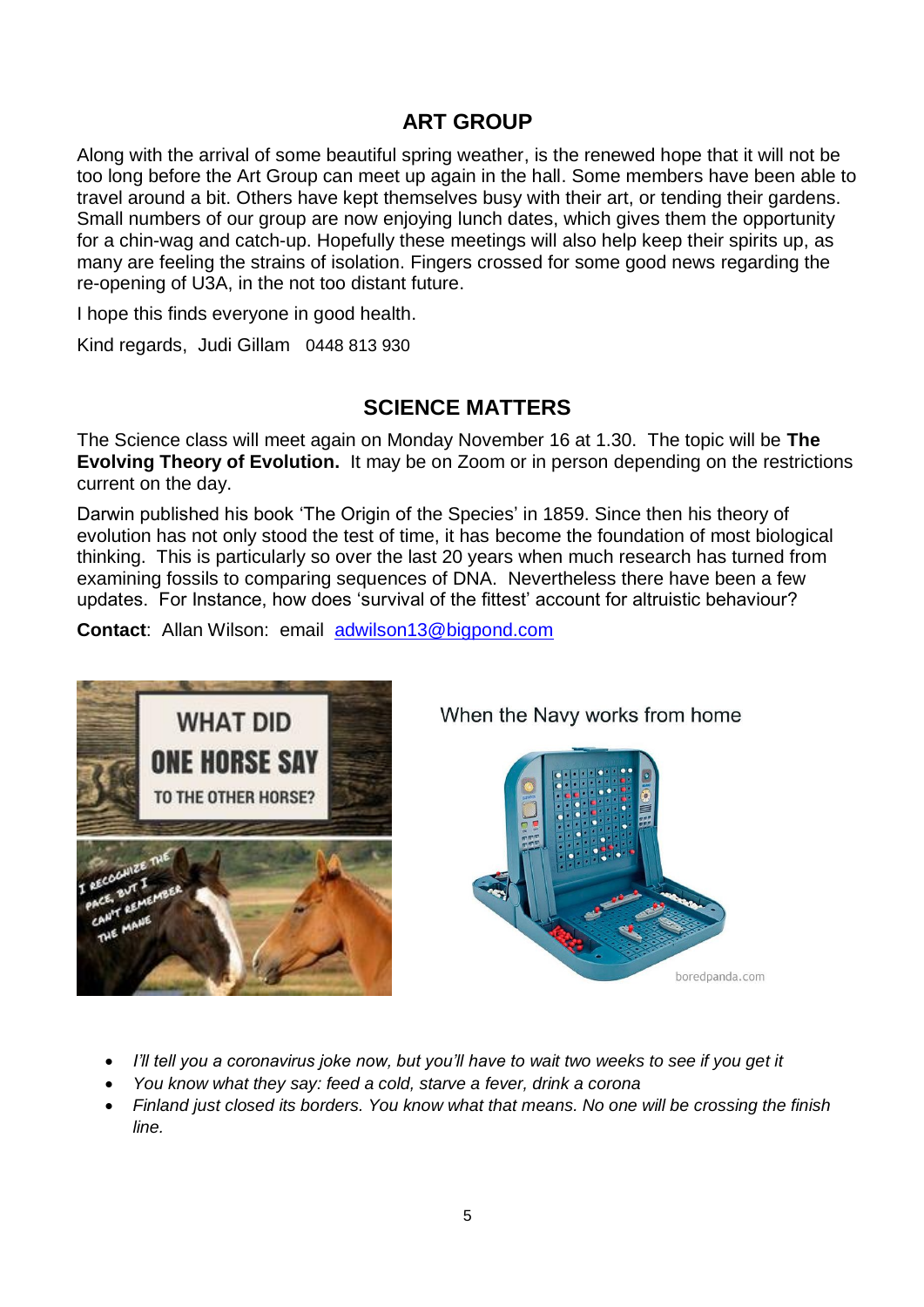## ART GROUP

Along with the arrival of some beautiful spring weather, is the renewed hope that it will not be too long before the Art Group can meet up again in the hall. Some members have been able to travel around a bit. Others have kept themselves busy with their art, or tending their gardens. Small numbers of our group are now enjoying lunch dates, which gives them the opportunity for a chin-wag and catch-up. Hopefully these meetings will also help keep their spirits up, as many are feeling the strains of isolation. Fingers crossed for some good news regarding the re-opening of U3A, in the not too distant future.

I hope this finds everyone in good health.

Kind regards, Judi Gillam 0448 813 930

## SCIENCE MATTERS

The Science class will meet again on Monday November 16 at 1.30. The topic will be **The Evolving Theory of Evolution.** It may be on Zoom or in person depending on the restrictions current on the day.

Darwin published his book 'The Origin of the Species' in 1859. Since then his theory of evolution has not only stood the test of time, it has become the foundation of most biological thinking. This is particularly so over the last 20 years when much research has turned from examining fossils to comparing sequences of DNA. Nevertheless there have been a few updates. For Instance, how does 'survival of the fittest' account for altruistic behaviour?

**Contact**: Allan Wilson: email adwilson13@bigpond.com

WHAT DID ONE HORSE SAY TO THE OTHER HORSE?

I RECOGNIZE THE FACE, BUT I CAN'T REMEMBER THE MANE

When the Navy works from home

boredpanda.com

- *I'll tell you a coronavirus joke now, but you'll have to wait two weeks to see if you get it*
- *You know what they say: feed a cold, starve a fever, drink a corona*
- *Finland just closed its borders. You know what that means. No one will be crossing the finish line.*